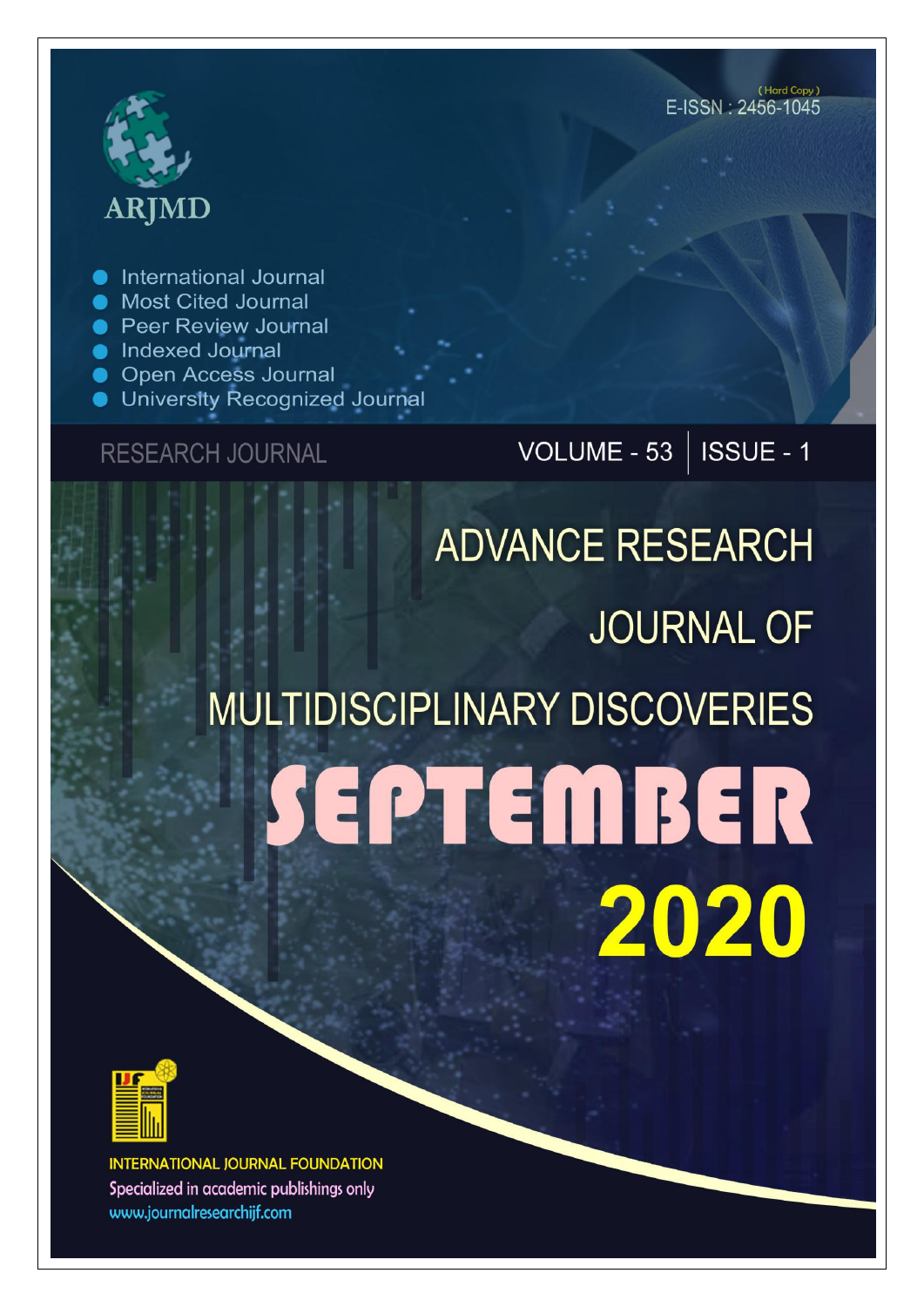ARJMD

(Hard Copy)
E-ISSN : 2456-1045

- International Journal
- Most Cited Journal
- Peer Review Journal
- Indexed Journal
- Open Access Journal
- University Recognized Journal

RESEARCH JOURNAL

VOLUME - 53 | ISSUE - 1

# ADVANCE RESEARCH JOURNAL OF MULTIDISCIPLINARY DISCOVERIES

# SEPTEMBER 2020

INTERNATIONAL JOURNAL FOUNDATION
Specialized in academic publishings only
www.journalresearchijf.com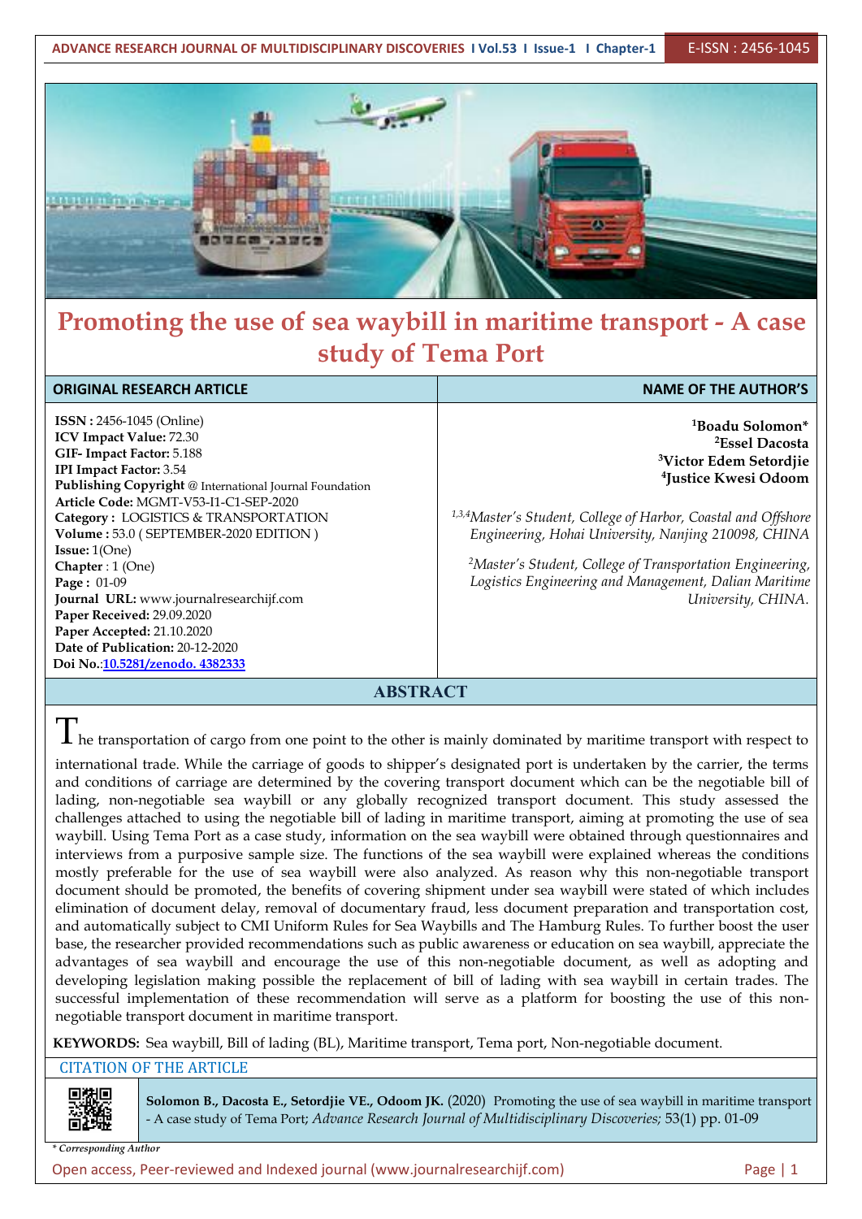# Promoting the use of sea waybill in maritime transport - A case study of Tema Port

| ORIGINAL RESEARCH ARTICLE | NAME OF THE AUTHOR'S |
|---|---|
| **ISSN :** 2456-1045 (Online)<br>**ICV Impact Value:** 72.30<br>**GIF- Impact Factor:** 5.188<br>**IPI Impact Factor:** 3.54<br>**Publishing Copyright** @ International Journal Foundation<br>**Article Code:** MGMT-V53-I1-C1-SEP-2020<br>**Category :** LOGISTICS & TRANSPORTATION<br>**Volume :** 53.0 ( SEPTEMBER-2020 EDITION )<br>**Issue:** 1(One)<br>**Chapter** : 1 (One)<br>**Page :** 01-09<br>**Journal URL:** www.journalresearchijf.com<br>**Paper Received:** 29.09.2020<br>**Paper Accepted:** 21.10.2020<br>**Date of Publication:** 20-12-2020<br>**Doi No.**:[10.5281/zenodo. 4382333](https://doi.org/10.5281/zenodo.4382333) | **[1]Boadu Solomon***<br>**[2]Essel Dacosta**<br>**[3]Victor Edem Setordjie**<br>**[4]Justice Kwesi Odoom**<br><br>*[1,3,4]Master's Student, College of Harbor, Coastal and Offshore Engineering, Hohai University, Nanjing 210098, CHINA*<br><br>*[2]Master's Student, College of Transportation Engineering, Logistics Engineering and Management, Dalian Maritime University, CHINA.* |

## ABSTRACT

The transportation of cargo from one point to the other is mainly dominated by maritime transport with respect to international trade. While the carriage of goods to shipper's designated port is undertaken by the carrier, the terms and conditions of carriage are determined by the covering transport document which can be the negotiable bill of lading, non-negotiable sea waybill or any globally recognized transport document. This study assessed the challenges attached to using the negotiable bill of lading in maritime transport, aiming at promoting the use of sea waybill. Using Tema Port as a case study, information on the sea waybill were obtained through questionnaires and interviews from a purposive sample size. The functions of the sea waybill were explained whereas the conditions mostly preferable for the use of sea waybill were also analyzed. As reason why this non-negotiable transport document should be promoted, the benefits of covering shipment under sea waybill were stated of which includes elimination of document delay, removal of documentary fraud, less document preparation and transportation cost, and automatically subject to CMI Uniform Rules for Sea Waybills and The Hamburg Rules. To further boost the user base, the researcher provided recommendations such as public awareness or education on sea waybill, appreciate the advantages of sea waybill and encourage the use of this non-negotiable document, as well as adopting and developing legislation making possible the replacement of bill of lading with sea waybill in certain trades. The successful implementation of these recommendation will serve as a platform for boosting the use of this non-negotiable transport document in maritime transport.

**KEYWORDS:** Sea waybill, Bill of lading (BL), Maritime transport, Tema port, Non-negotiable document.

CITATION OF THE ARTICLE

**Solomon B., Dacosta E., Setordjie VE., Odoom JK.** (2020) Promoting the use of sea waybill in maritime transport - A case study of Tema Port; *Advance Research Journal of Multidisciplinary Discoveries;* 53(1) pp. 01-09

*\* Corresponding Author*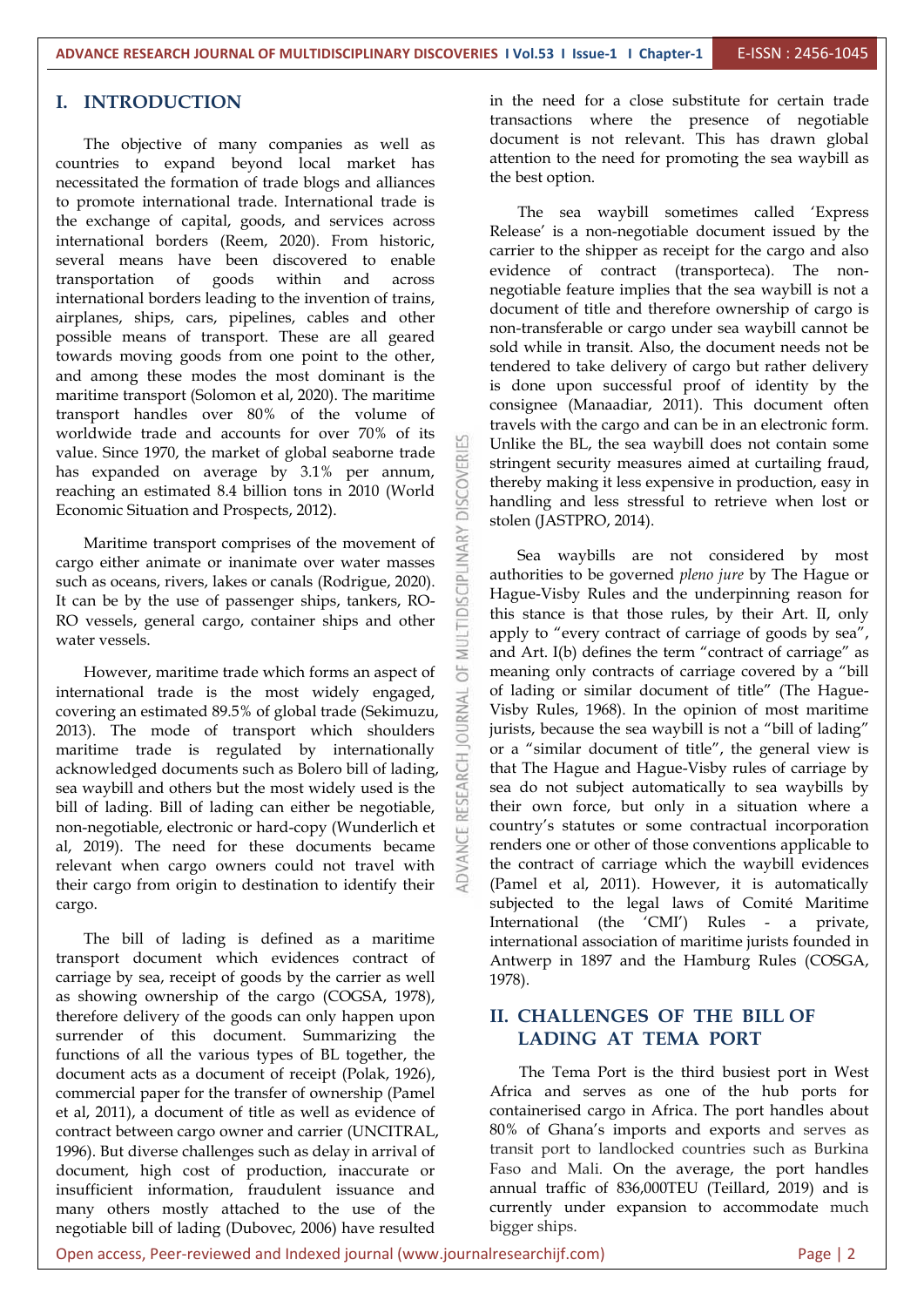# I. INTRODUCTION

The objective of many companies as well as countries to expand beyond local market has necessitated the formation of trade blogs and alliances to promote international trade. International trade is the exchange of capital, goods, and services across international borders (Reem, 2020). From historic, several means have been discovered to enable transportation of goods within and across international borders leading to the invention of trains, airplanes, ships, cars, pipelines, cables and other possible means of transport. These are all geared towards moving goods from one point to the other, and among these modes the most dominant is the maritime transport (Solomon et al, 2020). The maritime transport handles over 80% of the volume of worldwide trade and accounts for over 70% of its value. Since 1970, the market of global seaborne trade has expanded on average by 3.1% per annum, reaching an estimated 8.4 billion tons in 2010 (World Economic Situation and Prospects, 2012).

Maritime transport comprises of the movement of cargo either animate or inanimate over water masses such as oceans, rivers, lakes or canals (Rodrigue, 2020). It can be by the use of passenger ships, tankers, RO-RO vessels, general cargo, container ships and other water vessels.

However, maritime trade which forms an aspect of international trade is the most widely engaged, covering an estimated 89.5% of global trade (Sekimuzu, 2013). The mode of transport which shoulders maritime trade is regulated by internationally acknowledged documents such as Bolero bill of lading, sea waybill and others but the most widely used is the bill of lading. Bill of lading can either be negotiable, non-negotiable, electronic or hard-copy (Wunderlich et al, 2019). The need for these documents became relevant when cargo owners could not travel with their cargo from origin to destination to identify their cargo.

The bill of lading is defined as a maritime transport document which evidences contract of carriage by sea, receipt of goods by the carrier as well as showing ownership of the cargo (COGSA, 1978), therefore delivery of the goods can only happen upon surrender of this document. Summarizing the functions of all the various types of BL together, the document acts as a document of receipt (Polak, 1926), commercial paper for the transfer of ownership (Pamel et al, 2011), a document of title as well as evidence of contract between cargo owner and carrier (UNCITRAL, 1996). But diverse challenges such as delay in arrival of document, high cost of production, inaccurate or insufficient information, fraudulent issuance and many others mostly attached to the use of the negotiable bill of lading (Dubovec, 2006) have resulted in the need for a close substitute for certain trade transactions where the presence of negotiable document is not relevant. This has drawn global attention to the need for promoting the sea waybill as the best option.

The sea waybill sometimes called 'Express Release' is a non-negotiable document issued by the carrier to the shipper as receipt for the cargo and also evidence of contract (transporteca). The non-negotiable feature implies that the sea waybill is not a document of title and therefore ownership of cargo is non-transferable or cargo under sea waybill cannot be sold while in transit. Also, the document needs not be tendered to take delivery of cargo but rather delivery is done upon successful proof of identity by the consignee (Manaadiar, 2011). This document often travels with the cargo and can be in an electronic form. Unlike the BL, the sea waybill does not contain some stringent security measures aimed at curtailing fraud, thereby making it less expensive in production, easy in handling and less stressful to retrieve when lost or stolen (JASTPRO, 2014).

Sea waybills are not considered by most authorities to be governed *pleno jure* by The Hague or Hague-Visby Rules and the underpinning reason for this stance is that those rules, by their Art. II, only apply to "every contract of carriage of goods by sea", and Art. I(b) defines the term "contract of carriage" as meaning only contracts of carriage covered by a "bill of lading or similar document of title" (The Hague-Visby Rules, 1968). In the opinion of most maritime jurists, because the sea waybill is not a "bill of lading" or a "similar document of title", the general view is that The Hague and Hague-Visby rules of carriage by sea do not subject automatically to sea waybills by their own force, but only in a situation where a country's statutes or some contractual incorporation renders one or other of those conventions applicable to the contract of carriage which the waybill evidences (Pamel et al, 2011). However, it is automatically subjected to the legal laws of Comité Maritime International (the 'CMI') Rules - a private, international association of maritime jurists founded in Antwerp in 1897 and the Hamburg Rules (COSGA, 1978).

# II. CHALLENGES OF THE BILL OF LADING AT TEMA PORT

The Tema Port is the third busiest port in West Africa and serves as one of the hub ports for containerised cargo in Africa. The port handles about 80% of Ghana's imports and exports and serves as transit port to landlocked countries such as Burkina Faso and Mali. On the average, the port handles annual traffic of 836,000TEU (Teillard, 2019) and is currently under expansion to accommodate much bigger ships.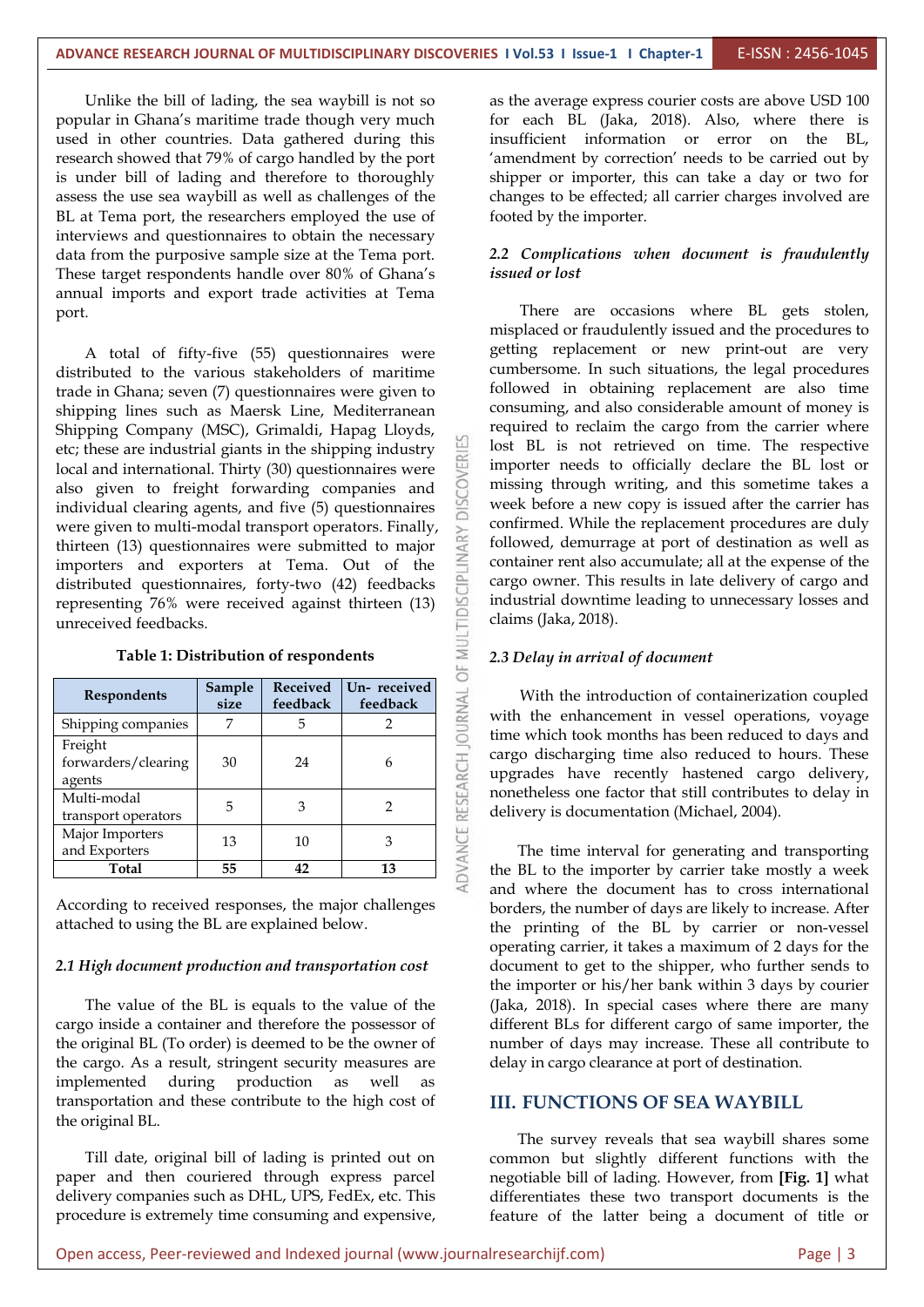Unlike the bill of lading, the sea waybill is not so popular in Ghana's maritime trade though very much used in other countries. Data gathered during this research showed that 79% of cargo handled by the port is under bill of lading and therefore to thoroughly assess the use sea waybill as well as challenges of the BL at Tema port, the researchers employed the use of interviews and questionnaires to obtain the necessary data from the purposive sample size at the Tema port. These target respondents handle over 80% of Ghana's annual imports and export trade activities at Tema port.

A total of fifty-five (55) questionnaires were distributed to the various stakeholders of maritime trade in Ghana; seven (7) questionnaires were given to shipping lines such as Maersk Line, Mediterranean Shipping Company (MSC), Grimaldi, Hapag Lloyds, etc; these are industrial giants in the shipping industry local and international. Thirty (30) questionnaires were also given to freight forwarding companies and individual clearing agents, and five (5) questionnaires were given to multi-modal transport operators. Finally, thirteen (13) questionnaires were submitted to major importers and exporters at Tema. Out of the distributed questionnaires, forty-two (42) feedbacks representing 76% were received against thirteen (13) unreceived feedbacks.

**Table 1: Distribution of respondents**

| Respondents | Sample size | Received feedback | Un- received feedback |
|---|---|---|---|
| Shipping companies | 7 | 5 | 2 |
| Freight forwarders/clearing agents | 30 | 24 | 6 |
| Multi-modal transport operators | 5 | 3 | 2 |
| Major Importers and Exporters | 13 | 10 | 3 |
| **Total** | **55** | **42** | **13** |

According to received responses, the major challenges attached to using the BL are explained below.

### *2.1 High document production and transportation cost*

The value of the BL is equals to the value of the cargo inside a container and therefore the possessor of the original BL (To order) is deemed to be the owner of the cargo. As a result, stringent security measures are implemented during production as well as transportation and these contribute to the high cost of the original BL.

Till date, original bill of lading is printed out on paper and then couriered through express parcel delivery companies such as DHL, UPS, FedEx, etc. This procedure is extremely time consuming and expensive, as the average express courier costs are above USD 100 for each BL (Jaka, 2018). Also, where there is insufficient information or error on the BL, 'amendment by correction' needs to be carried out by shipper or importer, this can take a day or two for changes to be effected; all carrier charges involved are footed by the importer.

### *2.2 Complications when document is fraudulently issued or lost*

There are occasions where BL gets stolen, misplaced or fraudulently issued and the procedures to getting replacement or new print-out are very cumbersome. In such situations, the legal procedures followed in obtaining replacement are also time consuming, and also considerable amount of money is required to reclaim the cargo from the carrier where lost BL is not retrieved on time. The respective importer needs to officially declare the BL lost or missing through writing, and this sometime takes a week before a new copy is issued after the carrier has confirmed. While the replacement procedures are duly followed, demurrage at port of destination as well as container rent also accumulate; all at the expense of the cargo owner. This results in late delivery of cargo and industrial downtime leading to unnecessary losses and claims (Jaka, 2018).

### *2.3 Delay in arrival of document*

With the introduction of containerization coupled with the enhancement in vessel operations, voyage time which took months has been reduced to days and cargo discharging time also reduced to hours. These upgrades have recently hastened cargo delivery, nonetheless one factor that still contributes to delay in delivery is documentation (Michael, 2004).

The time interval for generating and transporting the BL to the importer by carrier take mostly a week and where the document has to cross international borders, the number of days are likely to increase. After the printing of the BL by carrier or non-vessel operating carrier, it takes a maximum of 2 days for the document to get to the shipper, who further sends to the importer or his/her bank within 3 days by courier (Jaka, 2018). In special cases where there are many different BLs for different cargo of same importer, the number of days may increase. These all contribute to delay in cargo clearance at port of destination.

## III. FUNCTIONS OF SEA WAYBILL

The survey reveals that sea waybill shares some common but slightly different functions with the negotiable bill of lading. However, from **[Fig. 1]** what differentiates these two transport documents is the feature of the latter being a document of title or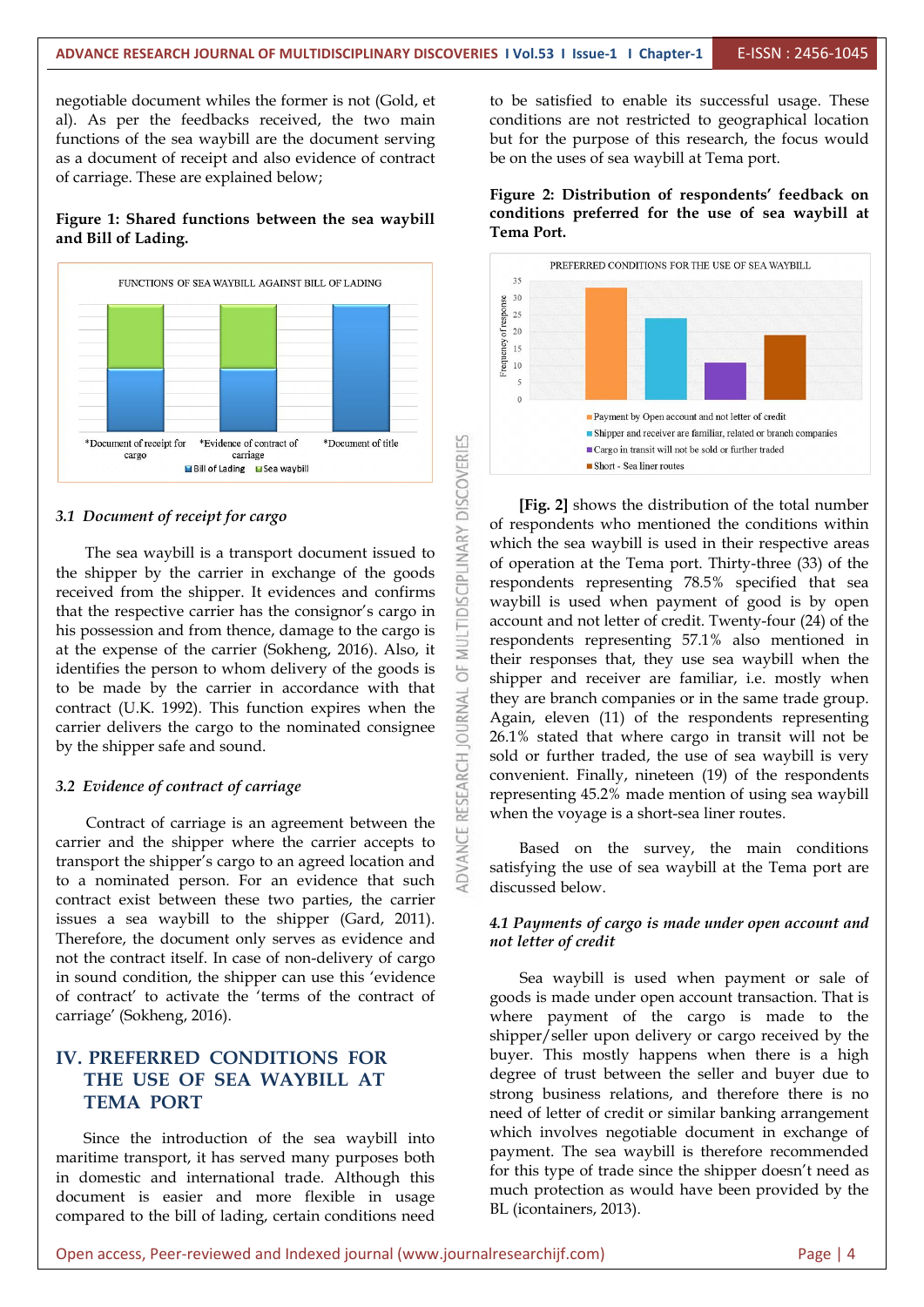negotiable document whiles the former is not (Gold, et al). As per the feedbacks received, the two main functions of the sea waybill are the document serving as a document of receipt and also evidence of contract of carriage. These are explained below;

**Figure 1: Shared functions between the sea waybill and Bill of Lading.**

### 3.1 *Document of receipt for cargo*

The sea waybill is a transport document issued to the shipper by the carrier in exchange of the goods received from the shipper. It evidences and confirms that the respective carrier has the consignor's cargo in his possession and from thence, damage to the cargo is at the expense of the carrier (Sokheng, 2016). Also, it identifies the person to whom delivery of the goods is to be made by the carrier in accordance with that contract (U.K. 1992). This function expires when the carrier delivers the cargo to the nominated consignee by the shipper safe and sound.

### 3.2 *Evidence of contract of carriage*

Contract of carriage is an agreement between the carrier and the shipper where the carrier accepts to transport the shipper's cargo to an agreed location and to a nominated person. For an evidence that such contract exist between these two parties, the carrier issues a sea waybill to the shipper (Gard, 2011). Therefore, the document only serves as evidence and not the contract itself. In case of non-delivery of cargo in sound condition, the shipper can use this 'evidence of contract' to activate the 'terms of the contract of carriage' (Sokheng, 2016).

## IV. PREFERRED CONDITIONS FOR THE USE OF SEA WAYBILL AT TEMA PORT

Since the introduction of the sea waybill into maritime transport, it has served many purposes both in domestic and international trade. Although this document is easier and more flexible in usage compared to the bill of lading, certain conditions need to be satisfied to enable its successful usage. These conditions are not restricted to geographical location but for the purpose of this research, the focus would be on the uses of sea waybill at Tema port.

**Figure 2: Distribution of respondents' feedback on conditions preferred for the use of sea waybill at Tema Port.**

**[Fig. 2]** shows the distribution of the total number of respondents who mentioned the conditions within which the sea waybill is used in their respective areas of operation at the Tema port. Thirty-three (33) of the respondents representing 78.5% specified that sea waybill is used when payment of good is by open account and not letter of credit. Twenty-four (24) of the respondents representing 57.1% also mentioned in their responses that, they use sea waybill when the shipper and receiver are familiar, i.e. mostly when they are branch companies or in the same trade group. Again, eleven (11) of the respondents representing 26.1% stated that where cargo in transit will not be sold or further traded, the use of sea waybill is very convenient. Finally, nineteen (19) of the respondents representing 45.2% made mention of using sea waybill when the voyage is a short-sea liner routes.

Based on the survey, the main conditions satisfying the use of sea waybill at the Tema port are discussed below.

### 4.1 *Payments of cargo is made under open account and not letter of credit*

Sea waybill is used when payment or sale of goods is made under open account transaction. That is where payment of the cargo is made to the shipper/seller upon delivery or cargo received by the buyer. This mostly happens when there is a high degree of trust between the seller and buyer due to strong business relations, and therefore there is no need of letter of credit or similar banking arrangement which involves negotiable document in exchange of payment. The sea waybill is therefore recommended for this type of trade since the shipper doesn't need as much protection as would have been provided by the BL (icontainers, 2013).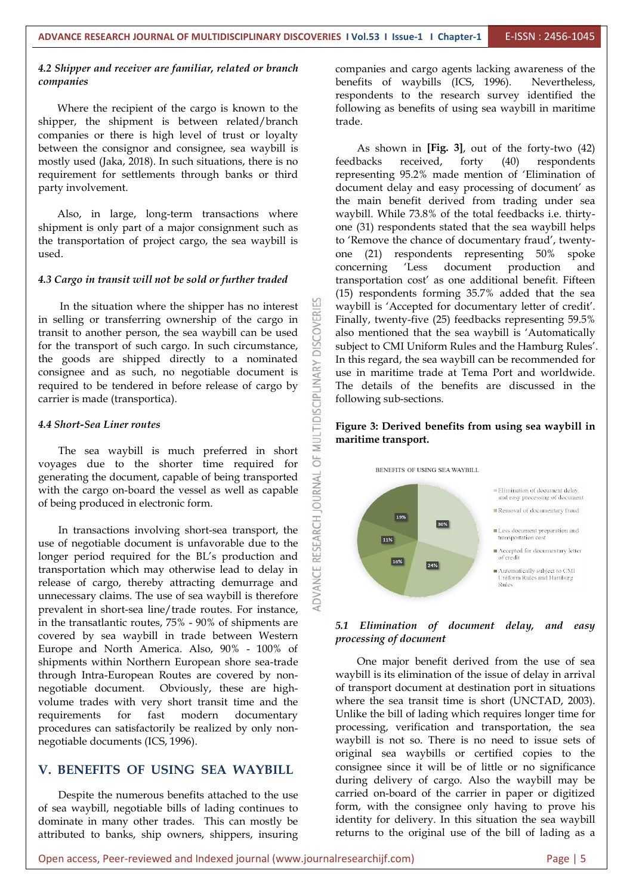*4.2 Shipper and receiver are familiar, related or branch companies*

Where the recipient of the cargo is known to the shipper, the shipment is between related/branch companies or there is high level of trust or loyalty between the consignor and consignee, sea waybill is mostly used (Jaka, 2018). In such situations, there is no requirement for settlements through banks or third party involvement.

Also, in large, long-term transactions where shipment is only part of a major consignment such as the transportation of project cargo, the sea waybill is used.

*4.3 Cargo in transit will not be sold or further traded*

In the situation where the shipper has no interest in selling or transferring ownership of the cargo in transit to another person, the sea waybill can be used for the transport of such cargo. In such circumstance, the goods are shipped directly to a nominated consignee and as such, no negotiable document is required to be tendered in before release of cargo by carrier is made (transportica).

*4.4 Short-Sea Liner routes*

The sea waybill is much preferred in short voyages due to the shorter time required for generating the document, capable of being transported with the cargo on-board the vessel as well as capable of being produced in electronic form.

In transactions involving short-sea transport, the use of negotiable document is unfavorable due to the longer period required for the BL's production and transportation which may otherwise lead to delay in release of cargo, thereby attracting demurrage and unnecessary claims. The use of sea waybill is therefore prevalent in short-sea line/trade routes. For instance, in the transatlantic routes, 75% - 90% of shipments are covered by sea waybill in trade between Western Europe and North America. Also, 90% - 100% of shipments within Northern European shore sea-trade through Intra-European Routes are covered by non-negotiable document. Obviously, these are high-volume trades with very short transit time and the requirements for fast modern documentary procedures can satisfactorily be realized by only non-negotiable documents (ICS, 1996).

## V. BENEFITS OF USING SEA WAYBILL

Despite the numerous benefits attached to the use of sea waybill, negotiable bills of lading continues to dominate in many other trades. This can mostly be attributed to banks, ship owners, shippers, insuring companies and cargo agents lacking awareness of the benefits of waybills (ICS, 1996). Nevertheless, respondents to the research survey identified the following as benefits of using sea waybill in maritime trade.

As shown in **[Fig. 3]**, out of the forty-two (42) feedbacks received, forty (40) respondents representing 95.2% made mention of 'Elimination of document delay and easy processing of document' as the main benefit derived from trading under sea waybill. While 73.8% of the total feedbacks i.e. thirty-one (31) respondents stated that the sea waybill helps to 'Remove the chance of documentary fraud', twenty-one (21) respondents representing 50% spoke concerning 'Less document production and transportation cost' as one additional benefit. Fifteen (15) respondents forming 35.7% added that the sea waybill is 'Accepted for documentary letter of credit'. Finally, twenty-five (25) feedbacks representing 59.5% also mentioned that the sea waybill is 'Automatically subject to CMI Uniform Rules and the Hamburg Rules'. In this regard, the sea waybill can be recommended for use in maritime trade at Tema Port and worldwide. The details of the benefits are discussed in the following sub-sections.

**Figure 3: Derived benefits from using sea waybill in maritime transport.**

*5.1 Elimination of document delay, and easy processing of document*

One major benefit derived from the use of sea waybill is its elimination of the issue of delay in arrival of transport document at destination port in situations where the sea transit time is short (UNCTAD, 2003). Unlike the bill of lading which requires longer time for processing, verification and transportation, the sea waybill is not so. There is no need to issue sets of original sea waybills or certified copies to the consignee since it will be of little or no significance during delivery of cargo. Also the waybill may be carried on-board of the carrier in paper or digitized form, with the consignee only having to prove his identity for delivery. In this situation the sea waybill returns to the original use of the bill of lading as a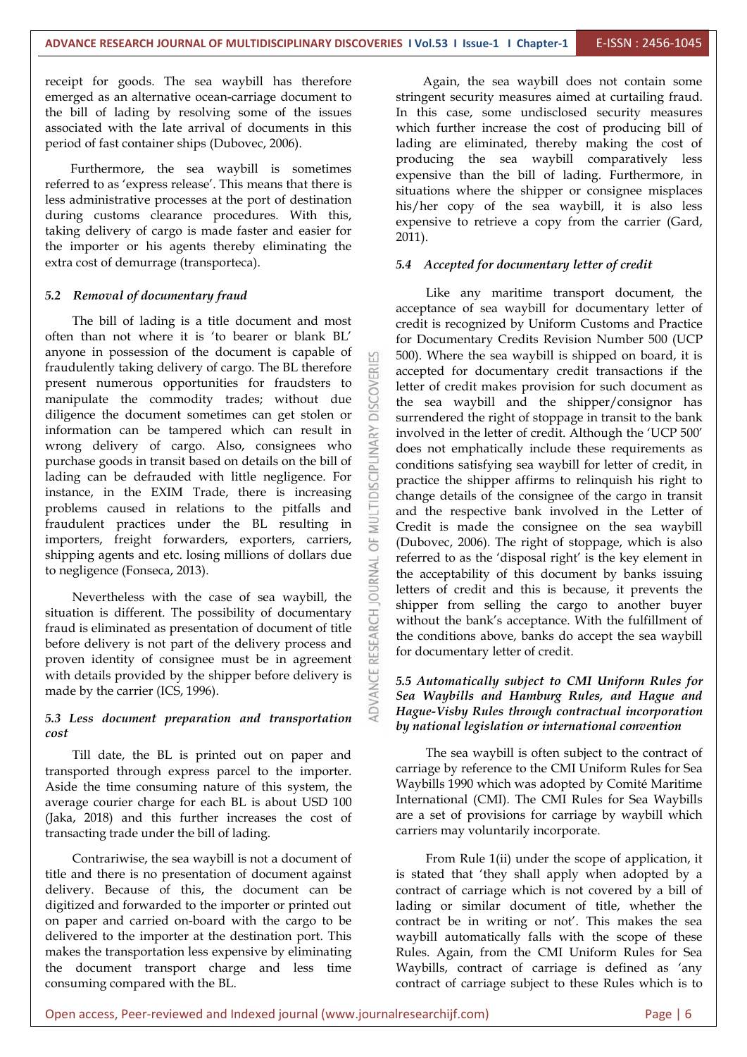receipt for goods. The sea waybill has therefore emerged as an alternative ocean-carriage document to the bill of lading by resolving some of the issues associated with the late arrival of documents in this period of fast container ships (Dubovec, 2006).

Furthermore, the sea waybill is sometimes referred to as 'express release'. This means that there is less administrative processes at the port of destination during customs clearance procedures. With this, taking delivery of cargo is made faster and easier for the importer or his agents thereby eliminating the extra cost of demurrage (transporteca).

### 5.2 *Removal of documentary fraud*

The bill of lading is a title document and most often than not where it is 'to bearer or blank BL' anyone in possession of the document is capable of fraudulently taking delivery of cargo. The BL therefore present numerous opportunities for fraudsters to manipulate the commodity trades; without due diligence the document sometimes can get stolen or information can be tampered which can result in wrong delivery of cargo. Also, consignees who purchase goods in transit based on details on the bill of lading can be defrauded with little negligence. For instance, in the EXIM Trade, there is increasing problems caused in relations to the pitfalls and fraudulent practices under the BL resulting in importers, freight forwarders, exporters, carriers, shipping agents and etc. losing millions of dollars due to negligence (Fonseca, 2013).

Nevertheless with the case of sea waybill, the situation is different. The possibility of documentary fraud is eliminated as presentation of document of title before delivery is not part of the delivery process and proven identity of consignee must be in agreement with details provided by the shipper before delivery is made by the carrier (ICS, 1996).

### 5.3 *Less document preparation and transportation cost*

Till date, the BL is printed out on paper and transported through express parcel to the importer. Aside the time consuming nature of this system, the average courier charge for each BL is about USD 100 (Jaka, 2018) and this further increases the cost of transacting trade under the bill of lading.

Contrariwise, the sea waybill is not a document of title and there is no presentation of document against delivery. Because of this, the document can be digitized and forwarded to the importer or printed out on paper and carried on-board with the cargo to be delivered to the importer at the destination port. This makes the transportation less expensive by eliminating the document transport charge and less time consuming compared with the BL.

Again, the sea waybill does not contain some stringent security measures aimed at curtailing fraud. In this case, some undisclosed security measures which further increase the cost of producing bill of lading are eliminated, thereby making the cost of producing the sea waybill comparatively less expensive than the bill of lading. Furthermore, in situations where the shipper or consignee misplaces his/her copy of the sea waybill, it is also less expensive to retrieve a copy from the carrier (Gard, 2011).

### 5.4 *Accepted for documentary letter of credit*

Like any maritime transport document, the acceptance of sea waybill for documentary letter of credit is recognized by Uniform Customs and Practice for Documentary Credits Revision Number 500 (UCP 500). Where the sea waybill is shipped on board, it is accepted for documentary credit transactions if the letter of credit makes provision for such document as the sea waybill and the shipper/consignor has surrendered the right of stoppage in transit to the bank involved in the letter of credit. Although the 'UCP 500' does not emphatically include these requirements as conditions satisfying sea waybill for letter of credit, in practice the shipper affirms to relinquish his right to change details of the consignee of the cargo in transit and the respective bank involved in the Letter of Credit is made the consignee on the sea waybill (Dubovec, 2006). The right of stoppage, which is also referred to as the 'disposal right' is the key element in the acceptability of this document by banks issuing letters of credit and this is because, it prevents the shipper from selling the cargo to another buyer without the bank's acceptance. With the fulfillment of the conditions above, banks do accept the sea waybill for documentary letter of credit.

### 5.5 *Automatically subject to CMI Uniform Rules for Sea Waybills and Hamburg Rules, and Hague and Hague-Visby Rules through contractual incorporation by national legislation or international convention*

The sea waybill is often subject to the contract of carriage by reference to the CMI Uniform Rules for Sea Waybills 1990 which was adopted by Comité Maritime International (CMI). The CMI Rules for Sea Waybills are a set of provisions for carriage by waybill which carriers may voluntarily incorporate.

From Rule 1(ii) under the scope of application, it is stated that 'they shall apply when adopted by a contract of carriage which is not covered by a bill of lading or similar document of title, whether the contract be in writing or not'. This makes the sea waybill automatically falls with the scope of these Rules. Again, from the CMI Uniform Rules for Sea Waybills, contract of carriage is defined as 'any contract of carriage subject to these Rules which is to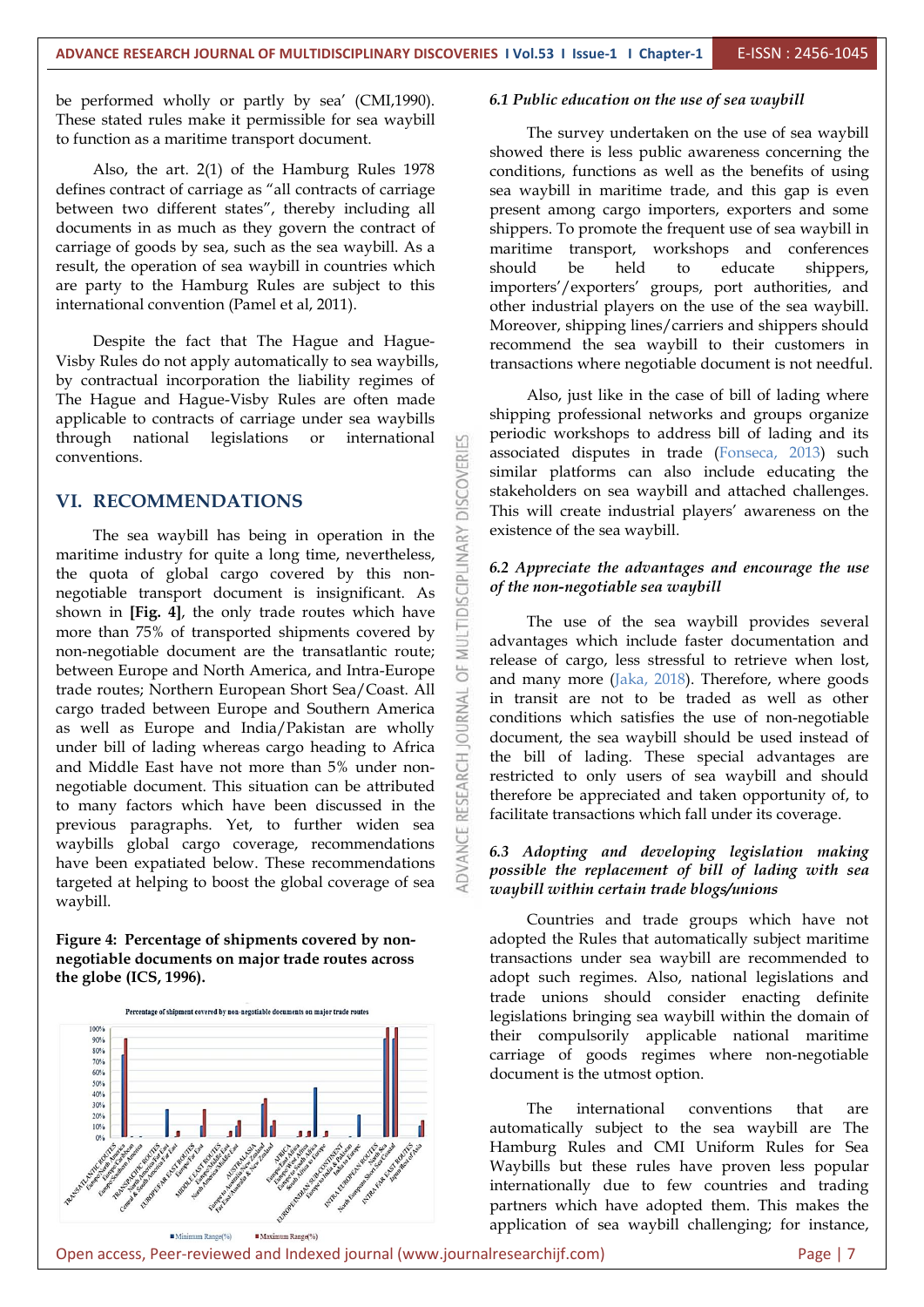be performed wholly or partly by sea' (CMI,1990). These stated rules make it permissible for sea waybill to function as a maritime transport document.

Also, the art. 2(1) of the Hamburg Rules 1978 defines contract of carriage as "all contracts of carriage between two different states", thereby including all documents in as much as they govern the contract of carriage of goods by sea, such as the sea waybill. As a result, the operation of sea waybill in countries which are party to the Hamburg Rules are subject to this international convention (Pamel et al, 2011).

Despite the fact that The Hague and Hague-Visby Rules do not apply automatically to sea waybills, by contractual incorporation the liability regimes of The Hague and Hague-Visby Rules are often made applicable to contracts of carriage under sea waybills through national legislations or international conventions.

## VI. RECOMMENDATIONS

The sea waybill has being in operation in the maritime industry for quite a long time, nevertheless, the quota of global cargo covered by this non-negotiable transport document is insignificant. As shown in **[Fig. 4]**, the only trade routes which have more than 75% of transported shipments covered by non-negotiable document are the transatlantic route; between Europe and North America, and Intra-Europe trade routes; Northern European Short Sea/Coast. All cargo traded between Europe and Southern America as well as Europe and India/Pakistan are wholly under bill of lading whereas cargo heading to Africa and Middle East have not more than 5% under non-negotiable document. This situation can be attributed to many factors which have been discussed in the previous paragraphs. Yet, to further widen sea waybills global cargo coverage, recommendations have been expatiated below. These recommendations targeted at helping to boost the global coverage of sea waybill.

**Figure 4: Percentage of shipments covered by non-negotiable documents on major trade routes across the globe (ICS, 1996).**

### *6.1 Public education on the use of sea waybill*

The survey undertaken on the use of sea waybill showed there is less public awareness concerning the conditions, functions as well as the benefits of using sea waybill in maritime trade, and this gap is even present among cargo importers, exporters and some shippers. To promote the frequent use of sea waybill in maritime transport, workshops and conferences should be held to educate shippers, importers'/exporters' groups, port authorities, and other industrial players on the use of the sea waybill. Moreover, shipping lines/carriers and shippers should recommend the sea waybill to their customers in transactions where negotiable document is not needful.

Also, just like in the case of bill of lading where shipping professional networks and groups organize periodic workshops to address bill of lading and its associated disputes in trade (Fonseca, 2013) such similar platforms can also include educating the stakeholders on sea waybill and attached challenges. This will create industrial players' awareness on the existence of the sea waybill.

### *6.2 Appreciate the advantages and encourage the use of the non-negotiable sea waybill*

The use of the sea waybill provides several advantages which include faster documentation and release of cargo, less stressful to retrieve when lost, and many more (Jaka, 2018). Therefore, where goods in transit are not to be traded as well as other conditions which satisfies the use of non-negotiable document, the sea waybill should be used instead of the bill of lading. These special advantages are restricted to only users of sea waybill and should therefore be appreciated and taken opportunity of, to facilitate transactions which fall under its coverage.

### *6.3 Adopting and developing legislation making possible the replacement of bill of lading with sea waybill within certain trade blogs/unions*

Countries and trade groups which have not adopted the Rules that automatically subject maritime transactions under sea waybill are recommended to adopt such regimes. Also, national legislations and trade unions should consider enacting definite legislations bringing sea waybill within the domain of their compulsorily applicable national maritime carriage of goods regimes where non-negotiable document is the utmost option.

The international conventions that are automatically subject to the sea waybill are The Hamburg Rules and CMI Uniform Rules for Sea Waybills but these rules have proven less popular internationally due to few countries and trading partners which have adopted them. This makes the application of sea waybill challenging; for instance,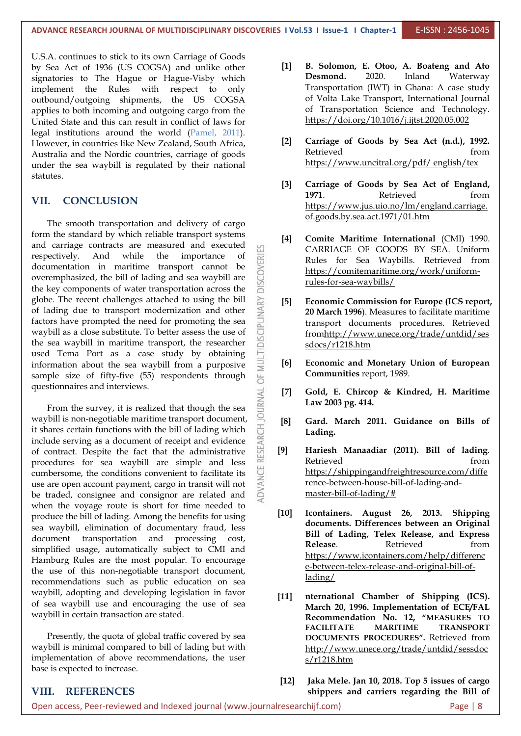U.S.A. continues to stick to its own Carriage of Goods by Sea Act of 1936 (US COGSA) and unlike other signatories to The Hague or Hague-Visby which implement the Rules with respect to only outbound/outgoing shipments, the US COGSA applies to both incoming and outgoing cargo from the United State and this can result in conflict of laws for legal institutions around the world (Pamel, 2011). However, in countries like New Zealand, South Africa, Australia and the Nordic countries, carriage of goods under the sea waybill is regulated by their national statutes.

## VII. CONCLUSION

The smooth transportation and delivery of cargo form the standard by which reliable transport systems and carriage contracts are measured and executed respectively. And while the importance of documentation in maritime transport cannot be overemphasized, the bill of lading and sea waybill are the key components of water transportation across the globe. The recent challenges attached to using the bill of lading due to transport modernization and other factors have prompted the need for promoting the sea waybill as a close substitute. To better assess the use of the sea waybill in maritime transport, the researcher used Tema Port as a case study by obtaining information about the sea waybill from a purposive sample size of fifty-five (55) respondents through questionnaires and interviews.

From the survey, it is realized that though the sea waybill is non-negotiable maritime transport document, it shares certain functions with the bill of lading which include serving as a document of receipt and evidence of contract. Despite the fact that the administrative procedures for sea waybill are simple and less cumbersome, the conditions convenient to facilitate its use are open account payment, cargo in transit will not be traded, consignee and consignor are related and when the voyage route is short for time needed to produce the bill of lading. Among the benefits for using sea waybill, elimination of documentary fraud, less document transportation and processing cost, simplified usage, automatically subject to CMI and Hamburg Rules are the most popular. To encourage the use of this non-negotiable transport document, recommendations such as public education on sea waybill, adopting and developing legislation in favor of sea waybill use and encouraging the use of sea waybill in certain transaction are stated.

Presently, the quota of global traffic covered by sea waybill is minimal compared to bill of lading but with implementation of above recommendations, the user base is expected to increase.

## VIII. REFERENCES

[1] **B. Solomon, E. Otoo, A. Boateng and Ato Desmond.** 2020. Inland Waterway Transportation (IWT) in Ghana: A case study of Volta Lake Transport, International Journal of Transportation Science and Technology. https://doi.org/10.1016/j.ijtst.2020.05.002

[2] **Carriage of Goods by Sea Act (n.d.), 1992.** Retrieved from https://www.uncitral.org/pdf/ english/tex

[3] **Carriage of Goods by Sea Act of England, 1971**. Retrieved from https://www.jus.uio.no/lm/england.carriage.of.goods.by.sea.act.1971/01.htm

[4] **Comite Maritime International** (CMI) 1990. CARRIAGE OF GOODS BY SEA. Uniform Rules for Sea Waybills. Retrieved from https://comitemaritime.org/work/uniform-rules-for-sea-waybills/

[5] **Economic Commission for Europe (ICS report, 20 March 1996**). Measures to facilitate maritime transport documents procedures. Retrieved fromhttp://www.unece.org/trade/untdid/sessdocs/r1218.htm

[6] **Economic and Monetary Union of European Communities** report, 1989.

[7] **Gold, E. Chircop & Kindred, H. Maritime Law 2003 pg. 414.**

[8] **Gard. March 2011. Guidance on Bills of Lading.**

[9] **Hariesh Manaadiar (2011). Bill of lading**. Retrieved from https://shippingandfreightresource.com/difference-between-house-bill-of-lading-and-master-bill-of-lading/#

[10] **Icontainers. August 26, 2013. Shipping documents. Differences between an Original Bill of Lading, Telex Release, and Express Release**. Retrieved from https://www.icontainers.com/help/difference-between-telex-release-and-original-bill-of-lading/

[11] **nternational Chamber of Shipping (ICS). March 20, 1996. Implementation of ECE/FAL Recommendation No. 12, "MEASURES TO FACILITATE MARITIME TRANSPORT DOCUMENTS PROCEDURES".** Retrieved from http://www.unece.org/trade/untdid/sessdocs/r1218.htm

[12] **Jaka Mele. Jan 10, 2018. Top 5 issues of cargo shippers and carriers regarding the Bill of**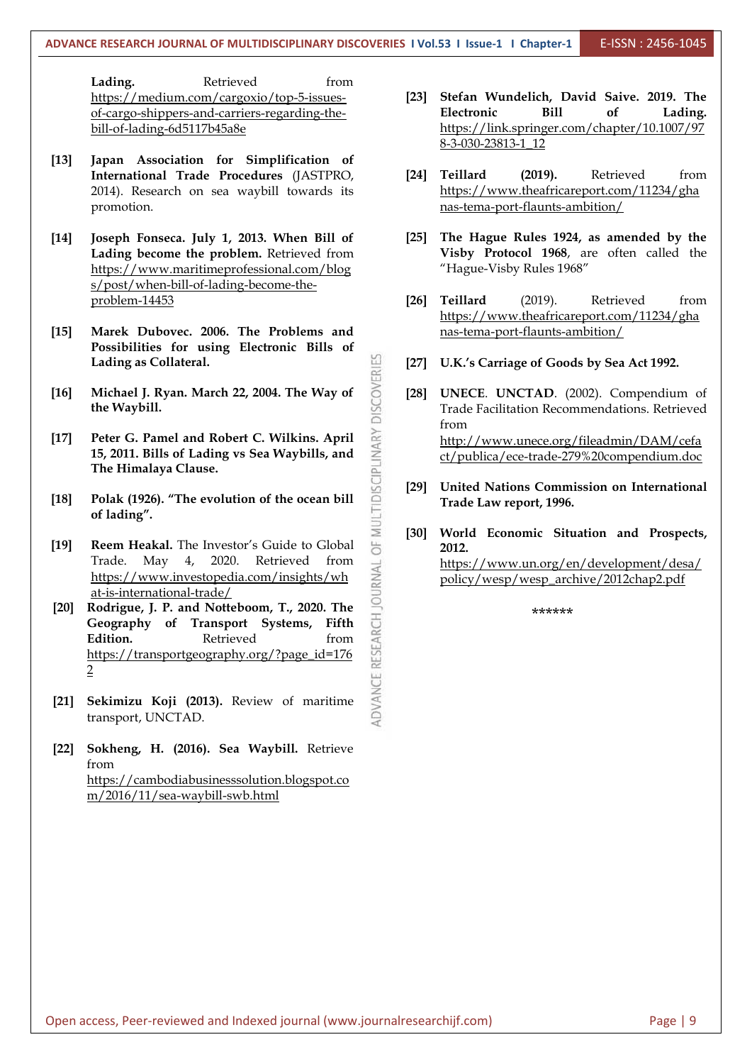**Lading.** Retrieved from https://medium.com/cargoxio/top-5-issues-of-cargo-shippers-and-carriers-regarding-the-bill-of-lading-6d5117b45a8e

**[13]** **Japan Association for Simplification of International Trade Procedures** (JASTPRO, 2014). Research on sea waybill towards its promotion.

**[14]** **Joseph Fonseca. July 1, 2013. When Bill of Lading become the problem.** Retrieved from https://www.maritimeprofessional.com/blogs/post/when-bill-of-lading-become-the-problem-14453

**[15]** **Marek Dubovec. 2006. The Problems and Possibilities for using Electronic Bills of Lading as Collateral.**

**[16]** **Michael J. Ryan. March 22, 2004. The Way of the Waybill.**

**[17]** **Peter G. Pamel and Robert C. Wilkins. April 15, 2011. Bills of Lading vs Sea Waybills, and The Himalaya Clause.**

**[18]** **Polak (1926). "The evolution of the ocean bill of lading".**

**[19]** **Reem Heakal.** The Investor's Guide to Global Trade. May 4, 2020. Retrieved from https://www.investopedia.com/insights/what-is-international-trade/

**[20]** **Rodrigue, J. P. and Notteboom, T., 2020. The Geography of Transport Systems, Fifth Edition.** Retrieved from https://transportgeography.org/?page_id=1762

**[21]** **Sekimizu Koji (2013).** Review of maritime transport, UNCTAD.

**[22]** **Sokheng, H. (2016). Sea Waybill.** Retrieve from https://cambodiabusinesssolution.blogspot.com/2016/11/sea-waybill-swb.html

**[23]** **Stefan Wundelich, David Saive. 2019. The Electronic Bill of Lading.** https://link.springer.com/chapter/10.1007/978-3-030-23813-1_12

**[24]** **Teillard (2019).** Retrieved from https://www.theafricareport.com/11234/ghanas-tema-port-flaunts-ambition/

**[25]** **The Hague Rules 1924, as amended by the Visby Protocol 1968**, are often called the "Hague-Visby Rules 1968"

**[26]** **Teillard** (2019). Retrieved from https://www.theafricareport.com/11234/ghanas-tema-port-flaunts-ambition/

**[27]** **U.K.'s Carriage of Goods by Sea Act 1992.**

**[28]** **UNECE**. **UNCTAD**. (2002). Compendium of Trade Facilitation Recommendations. Retrieved from http://www.unece.org/fileadmin/DAM/cefact/publica/ece-trade-279%20compendium.doc

**[29]** **United Nations Commission on International Trade Law report, 1996.**

**[30]** **World Economic Situation and Prospects, 2012.** https://www.un.org/en/development/desa/policy/wesp/wesp_archive/2012chap2.pdf

******